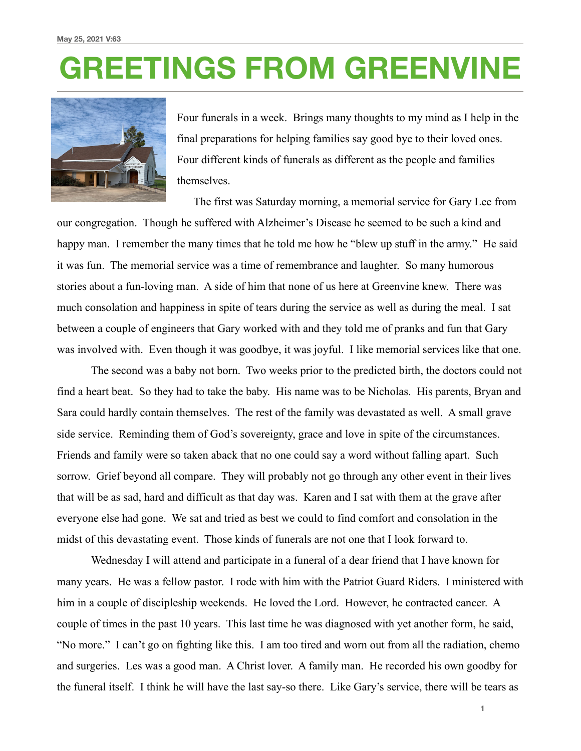May 25, 2021 V:63

# GREETINGS FROM GREENVINE

Four funerals in a week. Brings many thoughts to my mind as I help in the final preparations for helping families say good bye to their loved ones. Four different kinds of funerals as different as the people and families themselves.

The first was Saturday morning, a memorial service for Gary Lee from our congregation. Though he suffered with Alzheimer's Disease he seemed to be such a kind and happy man. I remember the many times that he told me how he "blew up stuff in the army." He said it was fun. The memorial service was a time of remembrance and laughter. So many humorous stories about a fun-loving man. A side of him that none of us here at Greenvine knew. There was much consolation and happiness in spite of tears during the service as well as during the meal. I sat between a couple of engineers that Gary worked with and they told me of pranks and fun that Gary was involved with. Even though it was goodbye, it was joyful. I like memorial services like that one.

The second was a baby not born. Two weeks prior to the predicted birth, the doctors could not find a heart beat. So they had to take the baby. His name was to be Nicholas. His parents, Bryan and Sara could hardly contain themselves. The rest of the family was devastated as well. A small grave side service. Reminding them of God's sovereignty, grace and love in spite of the circumstances. Friends and family were so taken aback that no one could say a word without falling apart. Such sorrow. Grief beyond all compare. They will probably not go through any other event in their lives that will be as sad, hard and difficult as that day was. Karen and I sat with them at the grave after everyone else had gone. We sat and tried as best we could to find comfort and consolation in the midst of this devastating event. Those kinds of funerals are not one that I look forward to.

Wednesday I will attend and participate in a funeral of a dear friend that I have known for many years. He was a fellow pastor. I rode with him with the Patriot Guard Riders. I ministered with him in a couple of discipleship weekends. He loved the Lord. However, he contracted cancer. A couple of times in the past 10 years. This last time he was diagnosed with yet another form, he said, "No more." I can't go on fighting like this. I am too tired and worn out from all the radiation, chemo and surgeries. Les was a good man. A Christ lover. A family man. He recorded his own goodby for the funeral itself. I think he will have the last say-so there. Like Gary's service, there will be tears as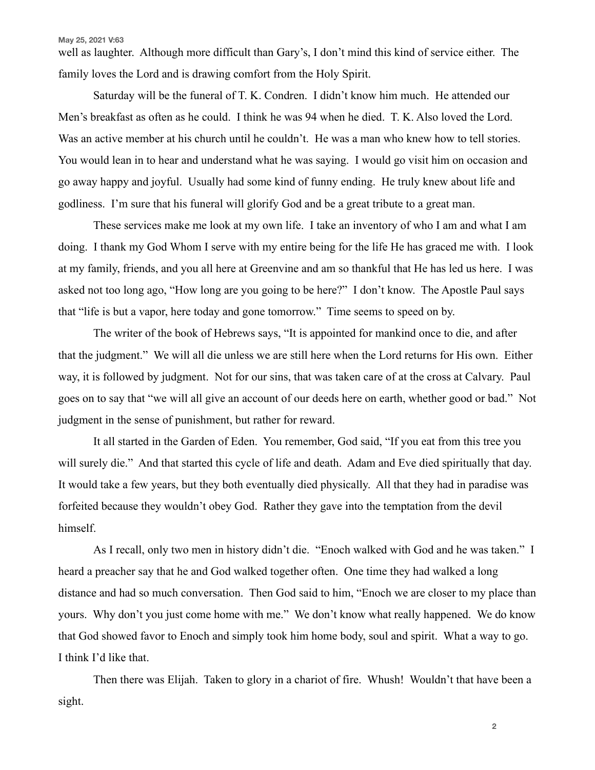well as laughter. Although more difficult than Gary's, I don't mind this kind of service either. The family loves the Lord and is drawing comfort from the Holy Spirit.

Saturday will be the funeral of T. K. Condren. I didn't know him much. He attended our Men's breakfast as often as he could. I think he was 94 when he died. T. K. Also loved the Lord. Was an active member at his church until he couldn't. He was a man who knew how to tell stories. You would lean in to hear and understand what he was saying. I would go visit him on occasion and go away happy and joyful. Usually had some kind of funny ending. He truly knew about life and godliness. I'm sure that his funeral will glorify God and be a great tribute to a great man.

These services make me look at my own life. I take an inventory of who I am and what I am doing. I thank my God Whom I serve with my entire being for the life He has graced me with. I look at my family, friends, and you all here at Greenvine and am so thankful that He has led us here. I was asked not too long ago, "How long are you going to be here?" I don't know. The Apostle Paul says that "life is but a vapor, here today and gone tomorrow." Time seems to speed on by.

The writer of the book of Hebrews says, "It is appointed for mankind once to die, and after that the judgment." We will all die unless we are still here when the Lord returns for His own. Either way, it is followed by judgment. Not for our sins, that was taken care of at the cross at Calvary. Paul goes on to say that "we will all give an account of our deeds here on earth, whether good or bad." Not judgment in the sense of punishment, but rather for reward.

It all started in the Garden of Eden. You remember, God said, "If you eat from this tree you will surely die." And that started this cycle of life and death. Adam and Eve died spiritually that day. It would take a few years, but they both eventually died physically. All that they had in paradise was forfeited because they wouldn't obey God. Rather they gave into the temptation from the devil himself.

As I recall, only two men in history didn't die. "Enoch walked with God and he was taken." I heard a preacher say that he and God walked together often. One time they had walked a long distance and had so much conversation. Then God said to him, "Enoch we are closer to my place than yours. Why don't you just come home with me." We don't know what really happened. We do know that God showed favor to Enoch and simply took him home body, soul and spirit. What a way to go. I think I'd like that.

Then there was Elijah. Taken to glory in a chariot of fire. Whush! Wouldn't that have been a sight.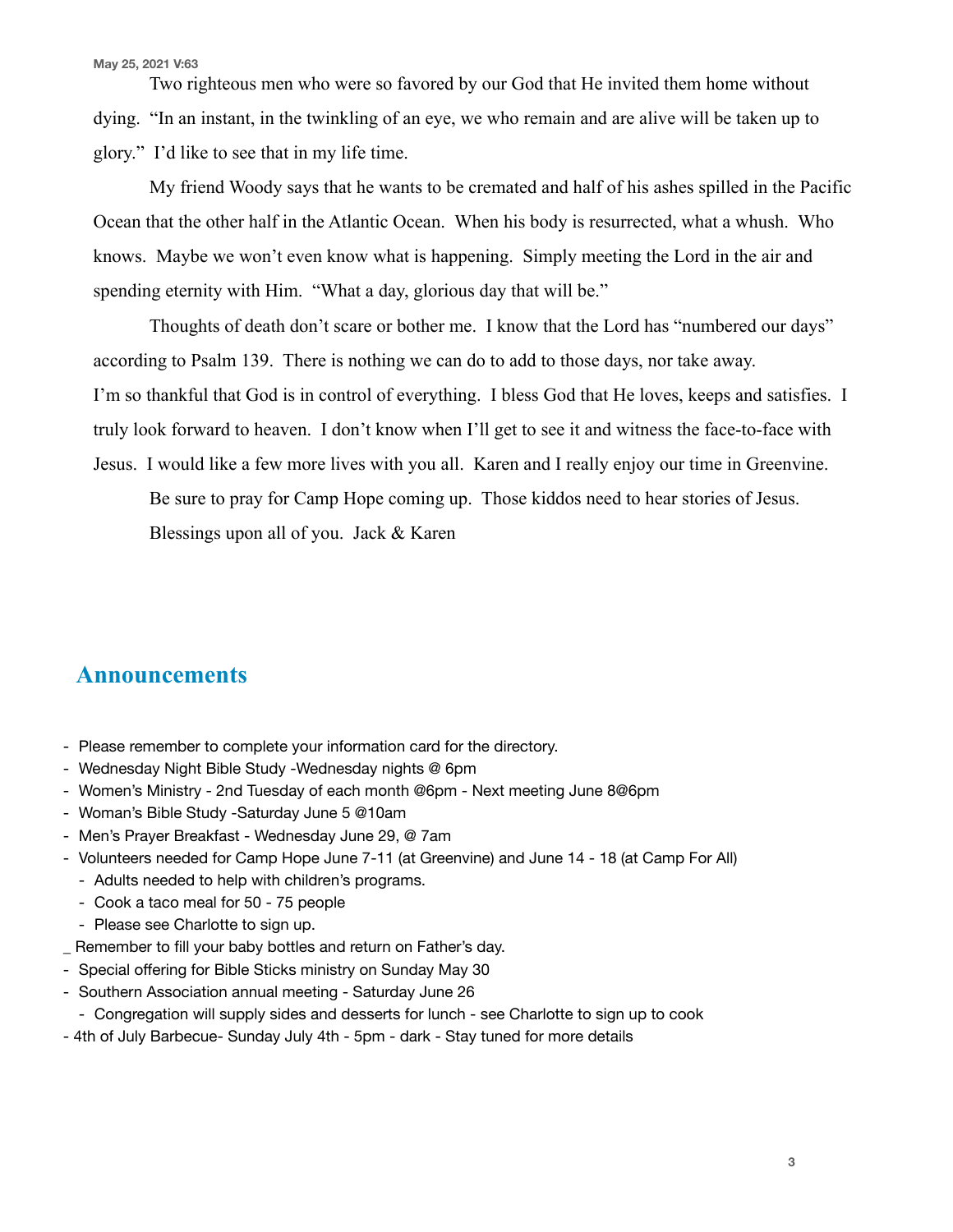Two righteous men who were so favored by our God that He invited them home without dying. "In an instant, in the twinkling of an eye, we who remain and are alive will be taken up to glory." I'd like to see that in my life time.

My friend Woody says that he wants to be cremated and half of his ashes spilled in the Pacific Ocean that the other half in the Atlantic Ocean. When his body is resurrected, what a whush. Who knows. Maybe we won't even know what is happening. Simply meeting the Lord in the air and spending eternity with Him. "What a day, glorious day that will be."

Thoughts of death don't scare or bother me. I know that the Lord has "numbered our days" according to Psalm 139. There is nothing we can do to add to those days, nor take away. I'm so thankful that God is in control of everything. I bless God that He loves, keeps and satisfies. I truly look forward to heaven. I don't know when I'll get to see it and witness the face-to-face with Jesus. I would like a few more lives with you all. Karen and I really enjoy our time in Greenvine.

Be sure to pray for Camp Hope coming up. Those kiddos need to hear stories of Jesus.

Blessings upon all of you. Jack & Karen

## Announcements

- Please remember to complete your information card for the directory.
- Wednesday Night Bible Study -Wednesday nights @ 6pm
- Women's Ministry - 2nd Tuesday of each month @6pm - Next meeting June 8@6pm
- Woman's Bible Study -Saturday June 5 @10am
- Men's Prayer Breakfast - Wednesday June 29, @ 7am
- Volunteers needed for Camp Hope June 7-11 (at Greenvine) and June 14 - 18 (at Camp For All)
  - Adults needed to help with children's programs.
  - Cook a taco meal for 50 - 75 people
  - Please see Charlotte to sign up.
- Remember to fill your baby bottles and return on Father's day.
- Special offering for Bible Sticks ministry on Sunday May 30
- Southern Association annual meeting - Saturday June 26
  - Congregation will supply sides and desserts for lunch - see Charlotte to sign up to cook
- 4th of July Barbecue- Sunday July 4th - 5pm - dark - Stay tuned for more details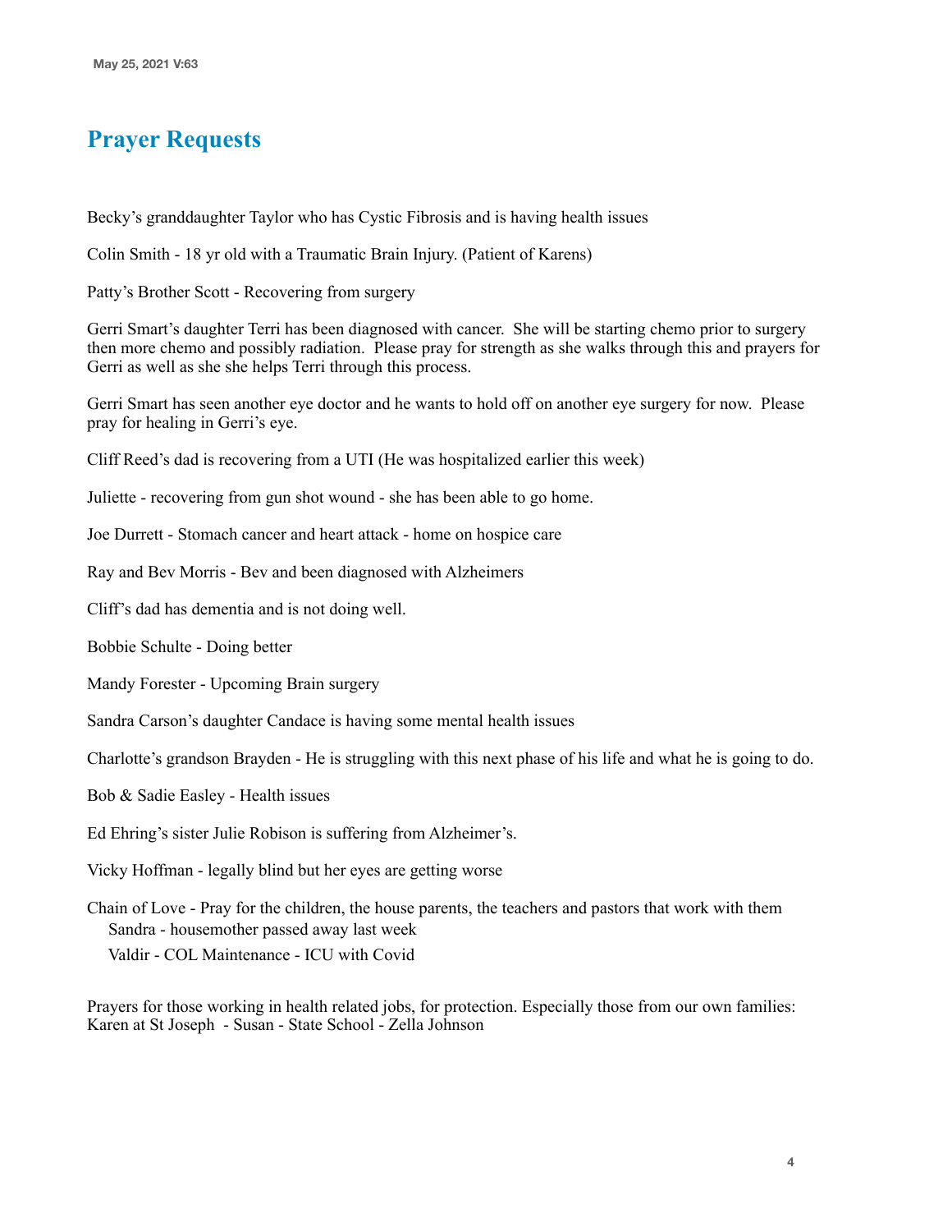## Prayer Requests

Becky's granddaughter Taylor who has Cystic Fibrosis and is having health issues

Colin Smith - 18 yr old with a Traumatic Brain Injury. (Patient of Karens)

Patty's Brother Scott - Recovering from surgery

Gerri Smart's daughter Terri has been diagnosed with cancer. She will be starting chemo prior to surgery then more chemo and possibly radiation. Please pray for strength as she walks through this and prayers for Gerri as well as she she helps Terri through this process.

Gerri Smart has seen another eye doctor and he wants to hold off on another eye surgery for now. Please pray for healing in Gerri's eye.

Cliff Reed's dad is recovering from a UTI (He was hospitalized earlier this week)

Juliette - recovering from gun shot wound - she has been able to go home.

Joe Durrett - Stomach cancer and heart attack - home on hospice care

Ray and Bev Morris - Bev and been diagnosed with Alzheimers

Cliff's dad has dementia and is not doing well.

Bobbie Schulte - Doing better

Mandy Forester - Upcoming Brain surgery

Sandra Carson's daughter Candace is having some mental health issues

Charlotte's grandson Brayden - He is struggling with this next phase of his life and what he is going to do.

Bob & Sadie Easley - Health issues

Ed Ehring's sister Julie Robison is suffering from Alzheimer's.

Vicky Hoffman - legally blind but her eyes are getting worse

Chain of Love - Pray for the children, the house parents, the teachers and pastors that work with them
- Sandra - housemother passed away last week
- Valdir - COL Maintenance - ICU with Covid

Prayers for those working in health related jobs, for protection. Especially those from our own families:
Karen at St Joseph - Susan - State School - Zella Johnson